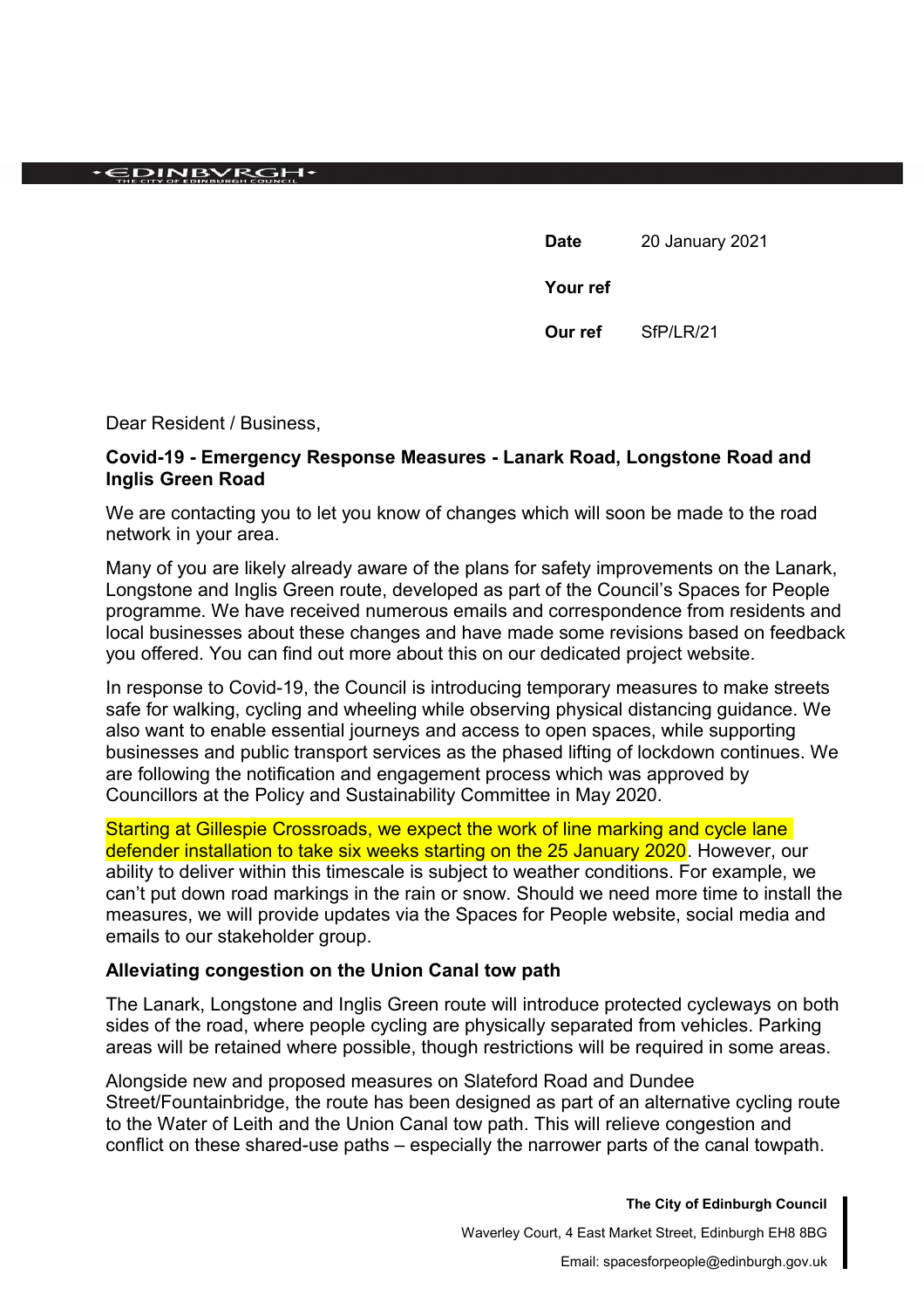EDINBVRGH
THE CITY OF EDINBURGH COUNCIL

| | |
|---|---|
| **Date** | 20 January 2021 |
| **Your ref** | |
| **Our ref** | SfP/LR/21 |

Dear Resident / Business,

**Covid-19 - Emergency Response Measures - Lanark Road, Longstone Road and Inglis Green Road**

We are contacting you to let you know of changes which will soon be made to the road network in your area.

Many of you are likely already aware of the plans for safety improvements on the Lanark, Longstone and Inglis Green route, developed as part of the Council's Spaces for People programme. We have received numerous emails and correspondence from residents and local businesses about these changes and have made some revisions based on feedback you offered. You can find out more about this on our dedicated project website.

In response to Covid-19, the Council is introducing temporary measures to make streets safe for walking, cycling and wheeling while observing physical distancing guidance. We also want to enable essential journeys and access to open spaces, while supporting businesses and public transport services as the phased lifting of lockdown continues. We are following the notification and engagement process which was approved by Councillors at the Policy and Sustainability Committee in May 2020.

Starting at Gillespie Crossroads, we expect the work of line marking and cycle lane defender installation to take six weeks starting on the 25 January 2020. However, our ability to deliver within this timescale is subject to weather conditions. For example, we can't put down road markings in the rain or snow. Should we need more time to install the measures, we will provide updates via the Spaces for People website, social media and emails to our stakeholder group.

**Alleviating congestion on the Union Canal tow path**

The Lanark, Longstone and Inglis Green route will introduce protected cycleways on both sides of the road, where people cycling are physically separated from vehicles. Parking areas will be retained where possible, though restrictions will be required in some areas.

Alongside new and proposed measures on Slateford Road and Dundee Street/Fountainbridge, the route has been designed as part of an alternative cycling route to the Water of Leith and the Union Canal tow path. This will relieve congestion and conflict on these shared-use paths – especially the narrower parts of the canal towpath.

**The City of Edinburgh Council**
Waverley Court, 4 East Market Street, Edinburgh EH8 8BG
Email: spacesforpeople@edinburgh.gov.uk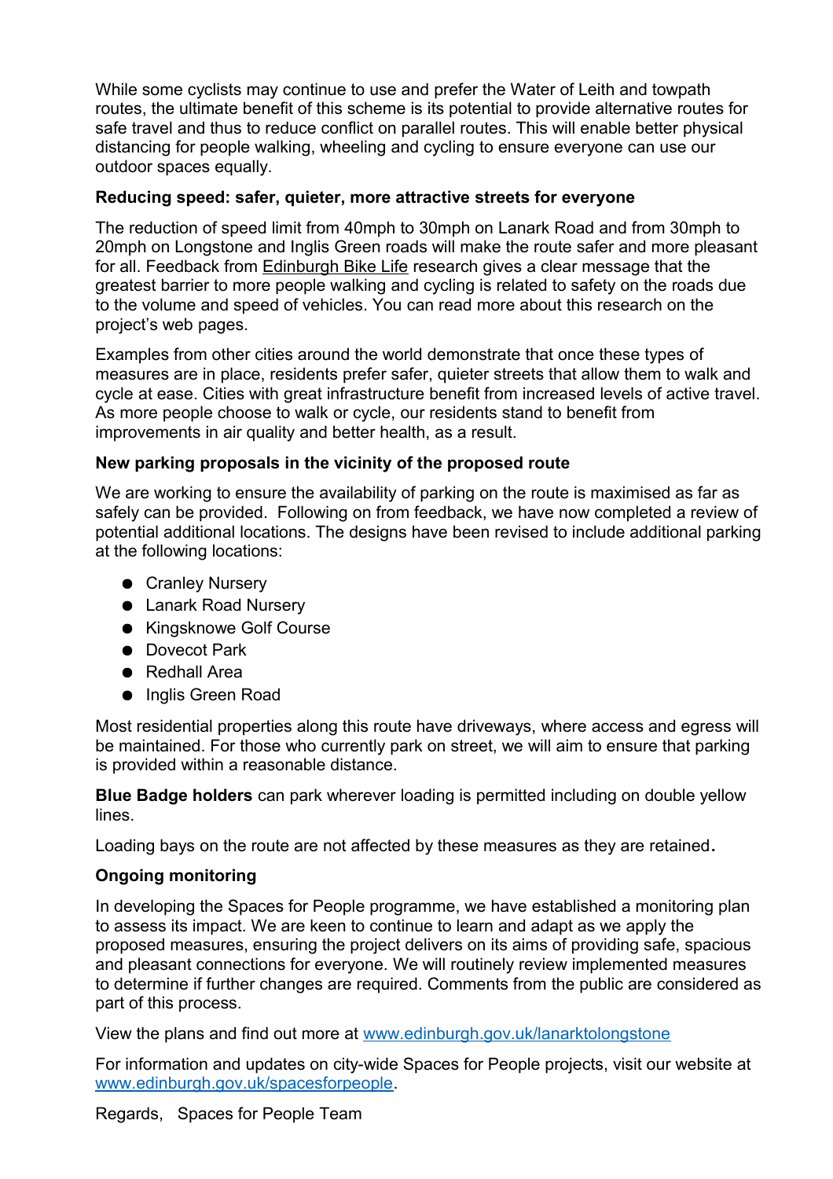While some cyclists may continue to use and prefer the Water of Leith and towpath routes, the ultimate benefit of this scheme is its potential to provide alternative routes for safe travel and thus to reduce conflict on parallel routes. This will enable better physical distancing for people walking, wheeling and cycling to ensure everyone can use our outdoor spaces equally.

**Reducing speed: safer, quieter, more attractive streets for everyone**

The reduction of speed limit from 40mph to 30mph on Lanark Road and from 30mph to 20mph on Longstone and Inglis Green roads will make the route safer and more pleasant for all. Feedback from Edinburgh Bike Life research gives a clear message that the greatest barrier to more people walking and cycling is related to safety on the roads due to the volume and speed of vehicles. You can read more about this research on the project's web pages.

Examples from other cities around the world demonstrate that once these types of measures are in place, residents prefer safer, quieter streets that allow them to walk and cycle at ease. Cities with great infrastructure benefit from increased levels of active travel. As more people choose to walk or cycle, our residents stand to benefit from improvements in air quality and better health, as a result.

**New parking proposals in the vicinity of the proposed route**

We are working to ensure the availability of parking on the route is maximised as far as safely can be provided. Following on from feedback, we have now completed a review of potential additional locations. The designs have been revised to include additional parking at the following locations:

- Cranley Nursery
- Lanark Road Nursery
- Kingsknowe Golf Course
- Dovecot Park
- Redhall Area
- Inglis Green Road

Most residential properties along this route have driveways, where access and egress will be maintained. For those who currently park on street, we will aim to ensure that parking is provided within a reasonable distance.

**Blue Badge holders** can park wherever loading is permitted including on double yellow lines.

Loading bays on the route are not affected by these measures as they are retained.

**Ongoing monitoring**

In developing the Spaces for People programme, we have established a monitoring plan to assess its impact. We are keen to continue to learn and adapt as we apply the proposed measures, ensuring the project delivers on its aims of providing safe, spacious and pleasant connections for everyone. We will routinely review implemented measures to determine if further changes are required. Comments from the public are considered as part of this process.

View the plans and find out more at www.edinburgh.gov.uk/lanarktolongstone

For information and updates on city-wide Spaces for People projects, visit our website at www.edinburgh.gov.uk/spacesforpeople.

Regards, Spaces for People Team